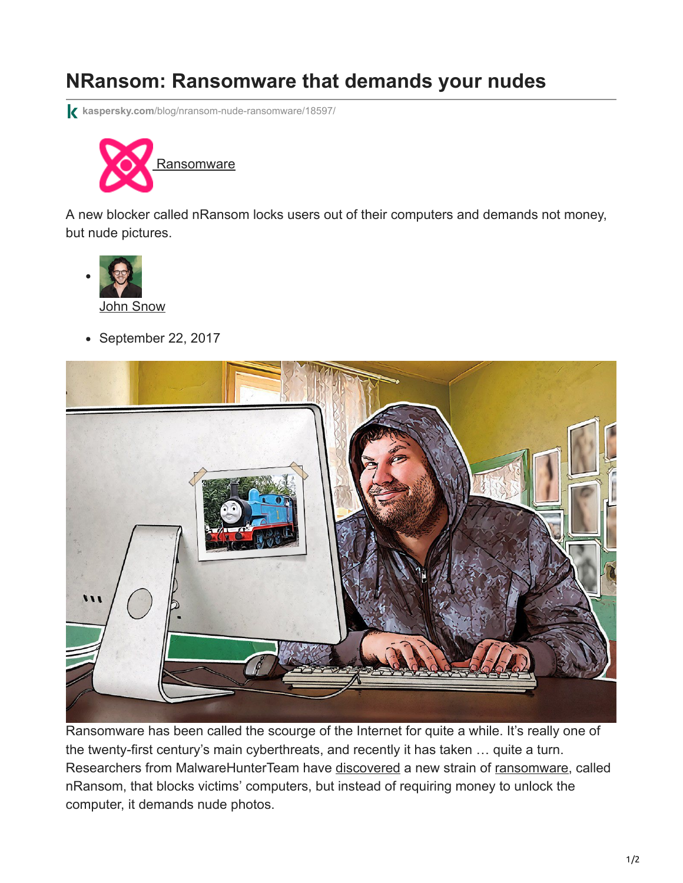# NRansom: Ransomware that demands your nudes

kaspersky.com/blog/nransom-nude-ransomware/18597/

Ransomware

A new blocker called nRansom locks users out of their computers and demands not money, but nude pictures.

- John Snow
- September 22, 2017

Ransomware has been called the scourge of the Internet for quite a while. It's really one of the twenty-first century's main cyberthreats, and recently it has taken … quite a turn. Researchers from MalwareHunterTeam have discovered a new strain of ransomware, called nRansom, that blocks victims' computers, but instead of requiring money to unlock the computer, it demands nude photos.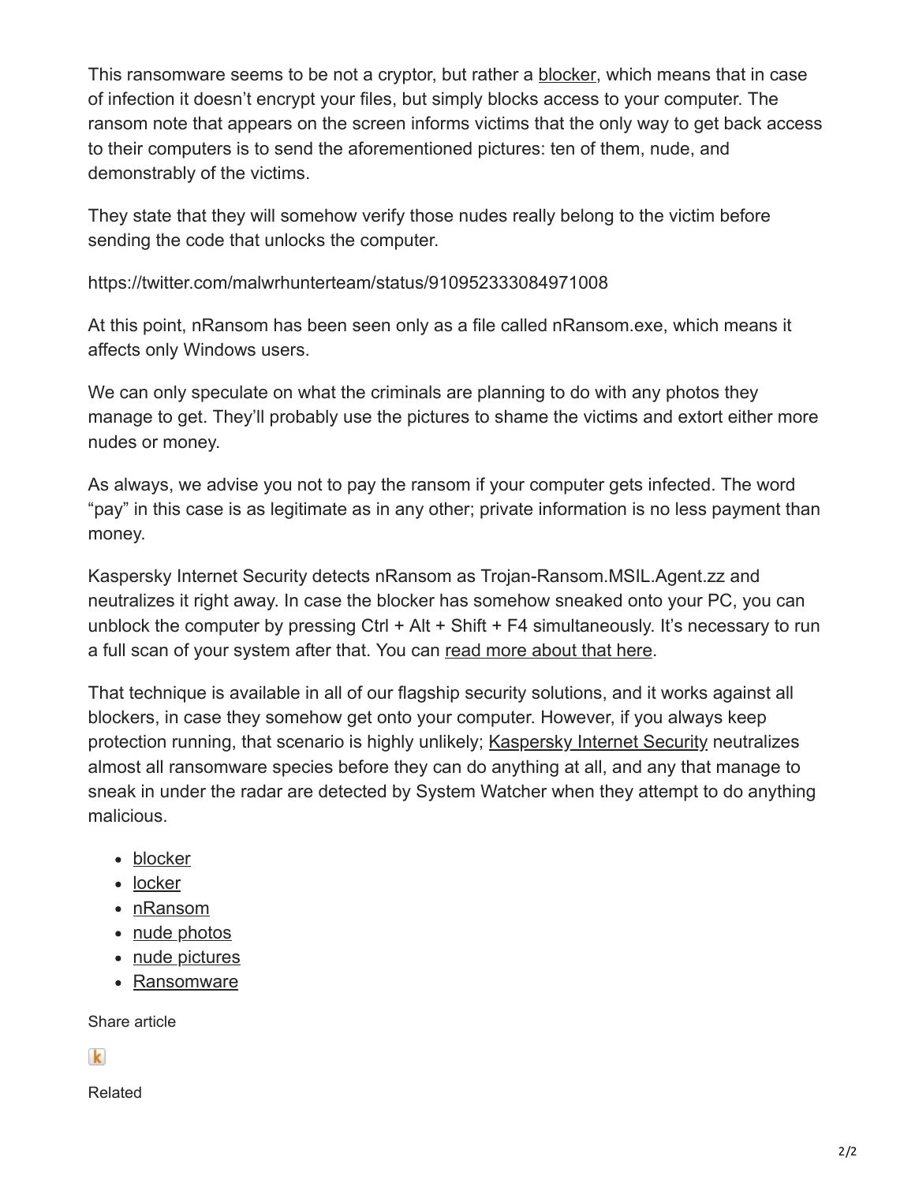This ransomware seems to be not a cryptor, but rather a blocker, which means that in case of infection it doesn't encrypt your files, but simply blocks access to your computer. The ransom note that appears on the screen informs victims that the only way to get back access to their computers is to send the aforementioned pictures: ten of them, nude, and demonstrably of the victims.

They state that they will somehow verify those nudes really belong to the victim before sending the code that unlocks the computer.

https://twitter.com/malwrhunterteam/status/910952333084971008

At this point, nRansom has been seen only as a file called nRansom.exe, which means it affects only Windows users.

We can only speculate on what the criminals are planning to do with any photos they manage to get. They'll probably use the pictures to shame the victims and extort either more nudes or money.

As always, we advise you not to pay the ransom if your computer gets infected. The word "pay" in this case is as legitimate as in any other; private information is no less payment than money.

Kaspersky Internet Security detects nRansom as Trojan-Ransom.MSIL.Agent.zz and neutralizes it right away. In case the blocker has somehow sneaked onto your PC, you can unblock the computer by pressing Ctrl + Alt + Shift + F4 simultaneously. It's necessary to run a full scan of your system after that. You can read more about that here.

That technique is available in all of our flagship security solutions, and it works against all blockers, in case they somehow get onto your computer. However, if you always keep protection running, that scenario is highly unlikely; Kaspersky Internet Security neutralizes almost all ransomware species before they can do anything at all, and any that manage to sneak in under the radar are detected by System Watcher when they attempt to do anything malicious.

- blocker
- locker
- nRansom
- nude photos
- nude pictures
- Ransomware

Share article

Related